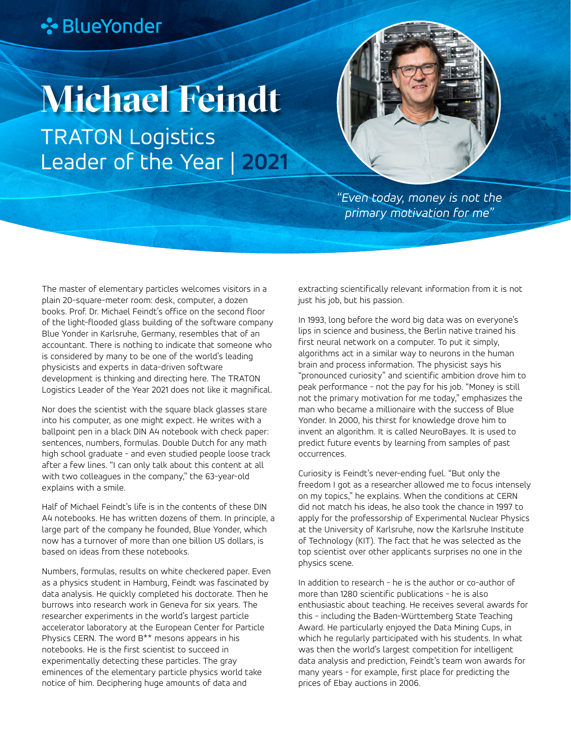BlueYonder

# Michael Feindt

## TRATON Logistics Leader of the Year | 2021

*"Even today, money is not the primary motivation for me"*

The master of elementary particles welcomes visitors in a plain 20-square-meter room: desk, computer, a dozen books. Prof. Dr. Michael Feindt's office on the second floor of the light-flooded glass building of the software company Blue Yonder in Karlsruhe, Germany, resembles that of an accountant. There is nothing to indicate that someone who is considered by many to be one of the world's leading physicists and experts in data-driven software development is thinking and directing here. The TRATON Logistics Leader of the Year 2021 does not like it magnifical.

Nor does the scientist with the square black glasses stare into his computer, as one might expect. He writes with a ballpoint pen in a black DIN A4 notebook with check paper: sentences, numbers, formulas. Double Dutch for any math high school graduate - and even studied people loose track after a few lines. "I can only talk about this content at all with two colleagues in the company," the 63-year-old explains with a smile.

Half of Michael Feindt's life is in the contents of these DIN A4 notebooks. He has written dozens of them. In principle, a large part of the company he founded, Blue Yonder, which now has a turnover of more than one billion US dollars, is based on ideas from these notebooks.

Numbers, formulas, results on white checkered paper. Even as a physics student in Hamburg, Feindt was fascinated by data analysis. He quickly completed his doctorate. Then he burrows into research work in Geneva for six years. The researcher experiments in the world's largest particle accelerator laboratory at the European Center for Particle Physics CERN. The word B** mesons appears in his notebooks. He is the first scientist to succeed in experimentally detecting these particles. The gray eminences of the elementary particle physics world take notice of him. Deciphering huge amounts of data and extracting scientifically relevant information from it is not just his job, but his passion.

In 1993, long before the word big data was on everyone's lips in science and business, the Berlin native trained his first neural network on a computer. To put it simply, algorithms act in a similar way to neurons in the human brain and process information. The physicist says his "pronounced curiosity" and scientific ambition drove him to peak performance - not the pay for his job. "Money is still not the primary motivation for me today," emphasizes the man who became a millionaire with the success of Blue Yonder. In 2000, his thirst for knowledge drove him to invent an algorithm. It is called NeuroBayes. It is used to predict future events by learning from samples of past occurrences.

Curiosity is Feindt's never-ending fuel. "But only the freedom I got as a researcher allowed me to focus intensely on my topics," he explains. When the conditions at CERN did not match his ideas, he also took the chance in 1997 to apply for the professorship of Experimental Nuclear Physics at the University of Karlsruhe, now the Karlsruhe Institute of Technology (KIT). The fact that he was selected as the top scientist over other applicants surprises no one in the physics scene.

In addition to research - he is the author or co-author of more than 1280 scientific publications - he is also enthusiastic about teaching. He receives several awards for this - including the Baden-Württemberg State Teaching Award. He particularly enjoyed the Data Mining Cups, in which he regularly participated with his students. In what was then the world's largest competition for intelligent data analysis and prediction, Feindt's team won awards for many years - for example, first place for predicting the prices of Ebay auctions in 2006.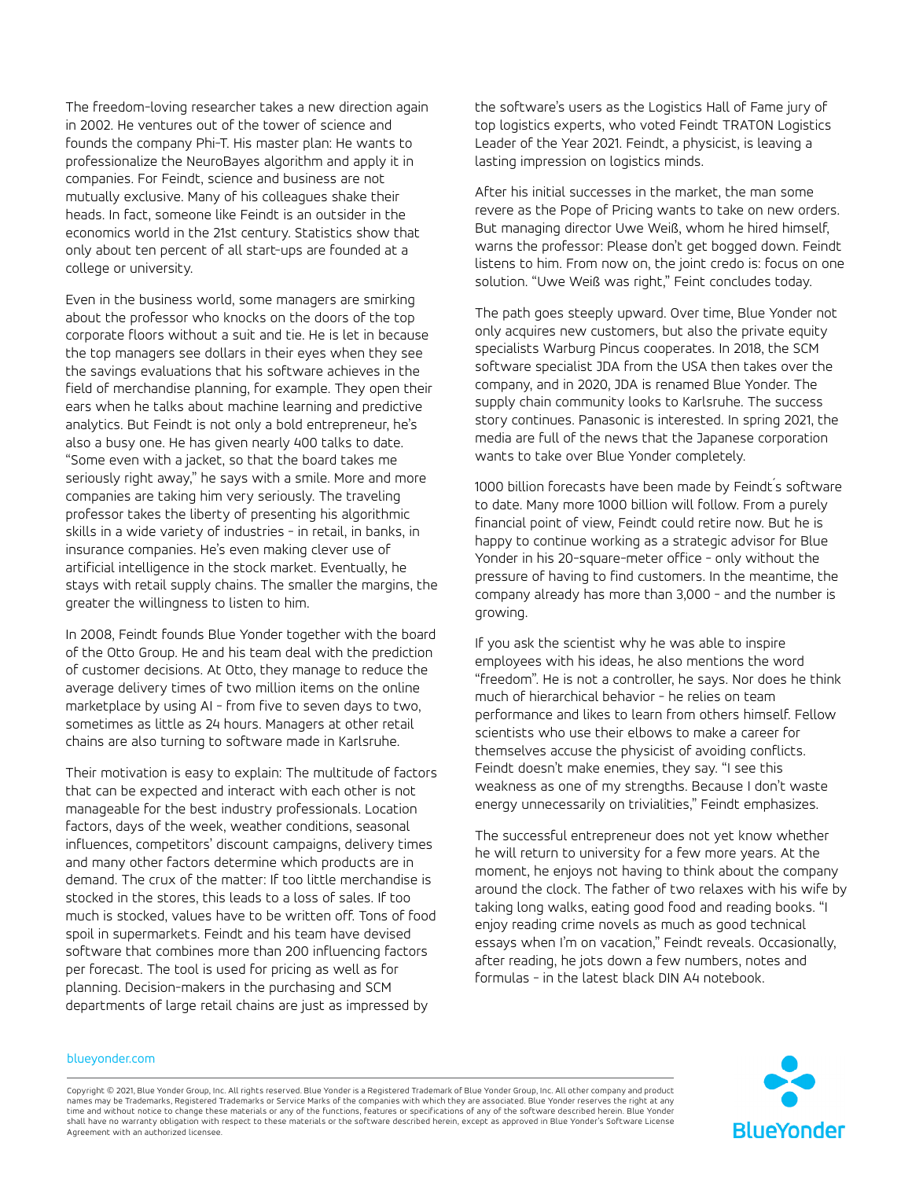The freedom-loving researcher takes a new direction again in 2002. He ventures out of the tower of science and founds the company Phi-T. His master plan: He wants to professionalize the NeuroBayes algorithm and apply it in companies. For Feindt, science and business are not mutually exclusive. Many of his colleagues shake their heads. In fact, someone like Feindt is an outsider in the economics world in the 21st century. Statistics show that only about ten percent of all start-ups are founded at a college or university.

Even in the business world, some managers are smirking about the professor who knocks on the doors of the top corporate floors without a suit and tie. He is let in because the top managers see dollars in their eyes when they see the savings evaluations that his software achieves in the field of merchandise planning, for example. They open their ears when he talks about machine learning and predictive analytics. But Feindt is not only a bold entrepreneur, he's also a busy one. He has given nearly 400 talks to date. "Some even with a jacket, so that the board takes me seriously right away," he says with a smile. More and more companies are taking him very seriously. The traveling professor takes the liberty of presenting his algorithmic skills in a wide variety of industries - in retail, in banks, in insurance companies. He's even making clever use of artificial intelligence in the stock market. Eventually, he stays with retail supply chains. The smaller the margins, the greater the willingness to listen to him.

In 2008, Feindt founds Blue Yonder together with the board of the Otto Group. He and his team deal with the prediction of customer decisions. At Otto, they manage to reduce the average delivery times of two million items on the online marketplace by using AI - from five to seven days to two, sometimes as little as 24 hours. Managers at other retail chains are also turning to software made in Karlsruhe.

Their motivation is easy to explain: The multitude of factors that can be expected and interact with each other is not manageable for the best industry professionals. Location factors, days of the week, weather conditions, seasonal influences, competitors' discount campaigns, delivery times and many other factors determine which products are in demand. The crux of the matter: If too little merchandise is stocked in the stores, this leads to a loss of sales. If too much is stocked, values have to be written off. Tons of food spoil in supermarkets. Feindt and his team have devised software that combines more than 200 influencing factors per forecast. The tool is used for pricing as well as for planning. Decision-makers in the purchasing and SCM departments of large retail chains are just as impressed by the software's users as the Logistics Hall of Fame jury of top logistics experts, who voted Feindt TRATON Logistics Leader of the Year 2021. Feindt, a physicist, is leaving a lasting impression on logistics minds.

After his initial successes in the market, the man some revere as the Pope of Pricing wants to take on new orders. But managing director Uwe Weiß, whom he hired himself, warns the professor: Please don't get bogged down. Feindt listens to him. From now on, the joint credo is: focus on one solution. "Uwe Weiß was right," Feint concludes today.

The path goes steeply upward. Over time, Blue Yonder not only acquires new customers, but also the private equity specialists Warburg Pincus cooperates. In 2018, the SCM software specialist JDA from the USA then takes over the company, and in 2020, JDA is renamed Blue Yonder. The supply chain community looks to Karlsruhe. The success story continues. Panasonic is interested. In spring 2021, the media are full of the news that the Japanese corporation wants to take over Blue Yonder completely.

1000 billion forecasts have been made by Feindt´s software to date. Many more 1000 billion will follow. From a purely financial point of view, Feindt could retire now. But he is happy to continue working as a strategic advisor for Blue Yonder in his 20-square-meter office - only without the pressure of having to find customers. In the meantime, the company already has more than 3,000 - and the number is growing.

If you ask the scientist why he was able to inspire employees with his ideas, he also mentions the word "freedom". He is not a controller, he says. Nor does he think much of hierarchical behavior - he relies on team performance and likes to learn from others himself. Fellow scientists who use their elbows to make a career for themselves accuse the physicist of avoiding conflicts. Feindt doesn't make enemies, they say. "I see this weakness as one of my strengths. Because I don't waste energy unnecessarily on trivialities," Feindt emphasizes.

The successful entrepreneur does not yet know whether he will return to university for a few more years. At the moment, he enjoys not having to think about the company around the clock. The father of two relaxes with his wife by taking long walks, eating good food and reading books. "I enjoy reading crime novels as much as good technical essays when I'm on vacation," Feindt reveals. Occasionally, after reading, he jots down a few numbers, notes and formulas - in the latest black DIN A4 notebook.

blueyonder.com

Copyright © 2021, Blue Yonder Group, Inc. All rights reserved. Blue Yonder is a Registered Trademark of Blue Yonder Group, Inc. All other company and product names may be Trademarks, Registered Trademarks or Service Marks of the companies with which they are associated. Blue Yonder reserves the right at any time and without notice to change these materials or any of the functions, features or specifications of any of the software described herein. Blue Yonder shall have no warranty obligation with respect to these materials or the software described herein, except as approved in Blue Yonder's Software License Agreement with an authorized licensee.

BlueYonder